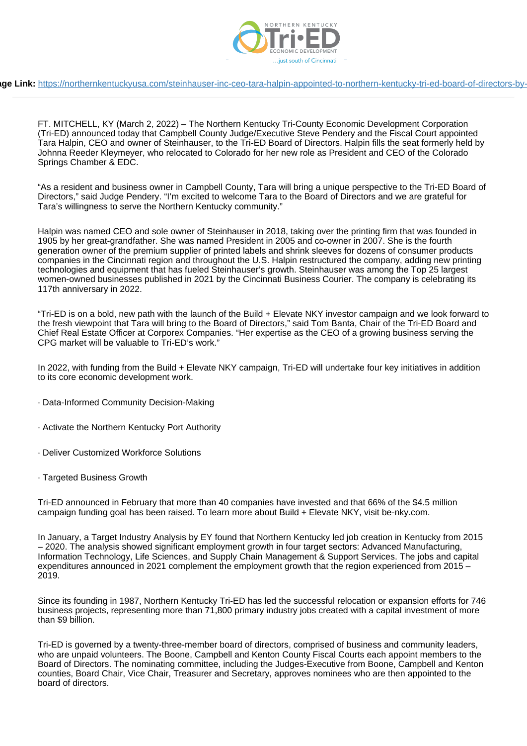Northern Kentucky Tri•ED Economic Development ...just south of Cincinnati

**Page Link:** https://northernkentuckyusa.com/steinhauser-inc-ceo-tara-halpin-appointed-to-northern-kentucky-tri-ed-board-of-directors-by-

FT. MITCHELL, KY (March 2, 2022) – The Northern Kentucky Tri-County Economic Development Corporation (Tri-ED) announced today that Campbell County Judge/Executive Steve Pendery and the Fiscal Court appointed Tara Halpin, CEO and owner of Steinhauser, to the Tri-ED Board of Directors. Halpin fills the seat formerly held by Johnna Reeder Kleymeyer, who relocated to Colorado for her new role as President and CEO of the Colorado Springs Chamber & EDC.

"As a resident and business owner in Campbell County, Tara will bring a unique perspective to the Tri-ED Board of Directors," said Judge Pendery. "I'm excited to welcome Tara to the Board of Directors and we are grateful for Tara's willingness to serve the Northern Kentucky community."

Halpin was named CEO and sole owner of Steinhauser in 2018, taking over the printing firm that was founded in 1905 by her great-grandfather. She was named President in 2005 and co-owner in 2007. She is the fourth generation owner of the premium supplier of printed labels and shrink sleeves for dozens of consumer products companies in the Cincinnati region and throughout the U.S. Halpin restructured the company, adding new printing technologies and equipment that has fueled Steinhauser's growth. Steinhauser was among the Top 25 largest women-owned businesses published in 2021 by the Cincinnati Business Courier. The company is celebrating its 117th anniversary in 2022.

"Tri-ED is on a bold, new path with the launch of the Build + Elevate NKY investor campaign and we look forward to the fresh viewpoint that Tara will bring to the Board of Directors," said Tom Banta, Chair of the Tri-ED Board and Chief Real Estate Officer at Corporex Companies. "Her expertise as the CEO of a growing business serving the CPG market will be valuable to Tri-ED's work."

In 2022, with funding from the Build + Elevate NKY campaign, Tri-ED will undertake four key initiatives in addition to its core economic development work.

- Data-Informed Community Decision-Making
- Activate the Northern Kentucky Port Authority
- Deliver Customized Workforce Solutions
- Targeted Business Growth

Tri-ED announced in February that more than 40 companies have invested and that 66% of the $4.5 million campaign funding goal has been raised. To learn more about Build + Elevate NKY, visit be-nky.com.

In January, a Target Industry Analysis by EY found that Northern Kentucky led job creation in Kentucky from 2015 – 2020. The analysis showed significant employment growth in four target sectors: Advanced Manufacturing, Information Technology, Life Sciences, and Supply Chain Management & Support Services. The jobs and capital expenditures announced in 2021 complement the employment growth that the region experienced from 2015 – 2019.

Since its founding in 1987, Northern Kentucky Tri-ED has led the successful relocation or expansion efforts for 746 business projects, representing more than 71,800 primary industry jobs created with a capital investment of more than $9 billion.

Tri-ED is governed by a twenty-three-member board of directors, comprised of business and community leaders, who are unpaid volunteers. The Boone, Campbell and Kenton County Fiscal Courts each appoint members to the Board of Directors. The nominating committee, including the Judges-Executive from Boone, Campbell and Kenton counties, Board Chair, Vice Chair, Treasurer and Secretary, approves nominees who are then appointed to the board of directors.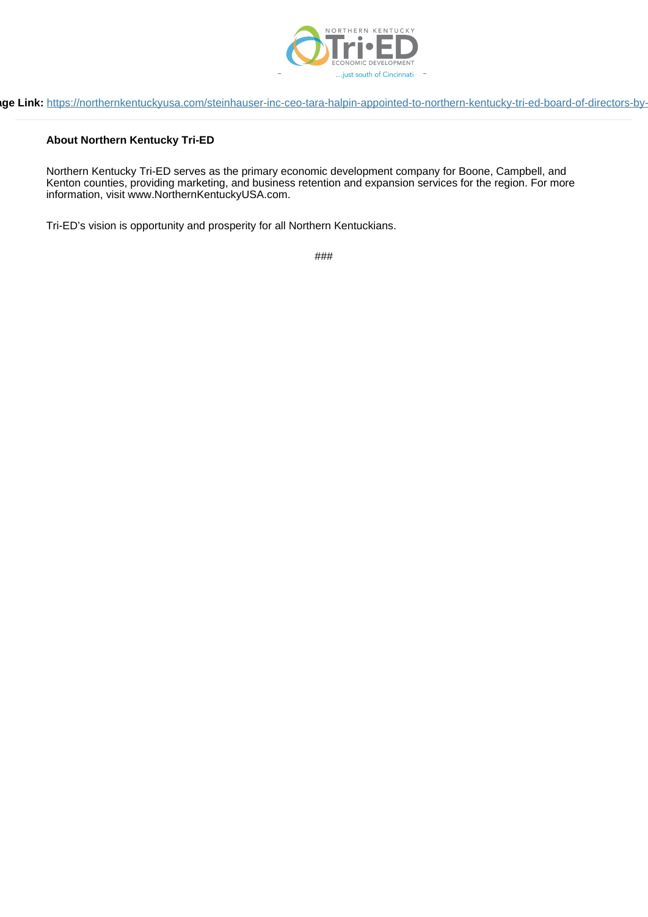**About Northern Kentucky Tri-ED**

Northern Kentucky Tri-ED serves as the primary economic development company for Boone, Campbell, and Kenton counties, providing marketing, and business retention and expansion services for the region. For more information, visit www.NorthernKentuckyUSA.com.

Tri-ED's vision is opportunity and prosperity for all Northern Kentuckians.

###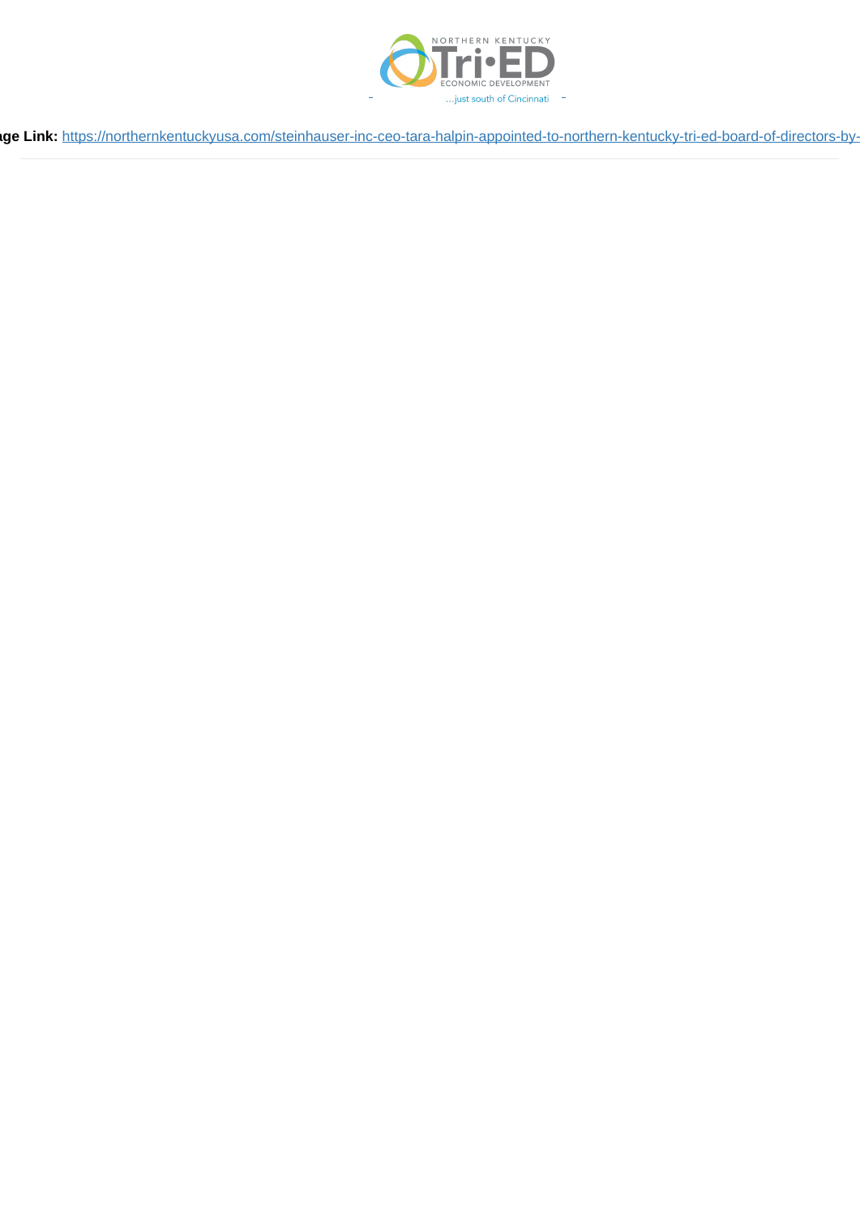NORTHERN KENTUCKY

Tri•ED

ECONOMIC DEVELOPMENT

…just south of Cincinnati

**Page Link:** https://northernkentuckyusa.com/steinhauser-inc-ceo-tara-halpin-appointed-to-northern-kentucky-tri-ed-board-of-directors-by-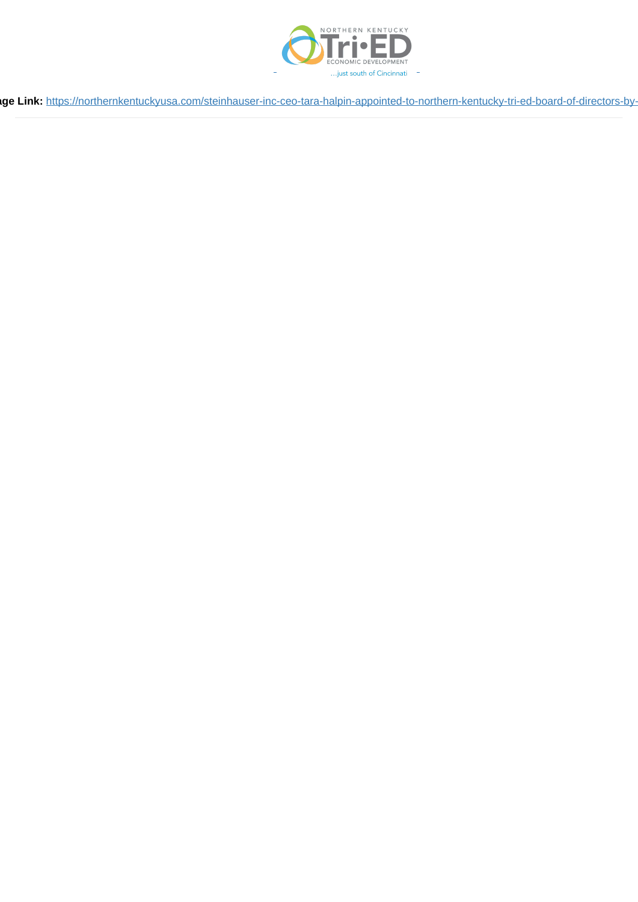NORTHERN KENTUCKY Tri•ED ECONOMIC DEVELOPMENT

...just south of Cincinnati

**age Link:** https://northernkentuckyusa.com/steinhauser-inc-ceo-tara-halpin-appointed-to-northern-kentucky-tri-ed-board-of-directors-by-